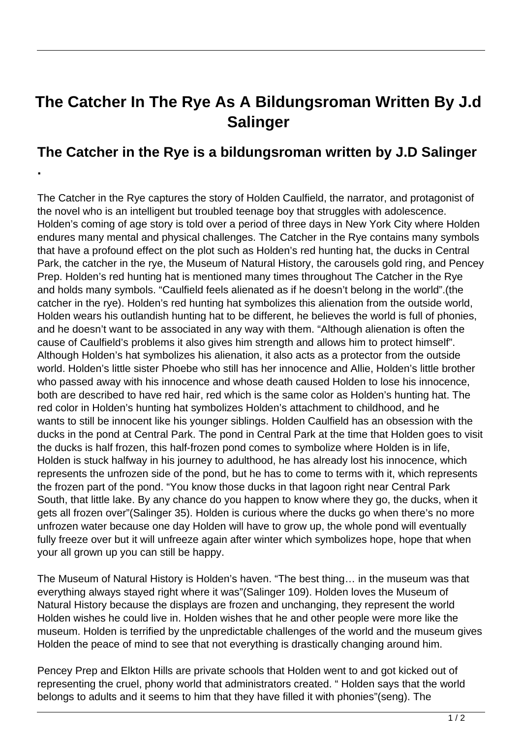# The Catcher In The Rye As A Bildungsroman Written By J.d Salinger

## The Catcher in the Rye is a bildungsroman written by J.D Salinger .

The Catcher in the Rye captures the story of Holden Caulfield, the narrator, and protagonist of the novel who is an intelligent but troubled teenage boy that struggles with adolescence. Holden's coming of age story is told over a period of three days in New York City where Holden endures many mental and physical challenges. The Catcher in the Rye contains many symbols that have a profound effect on the plot such as Holden's red hunting hat, the ducks in Central Park, the catcher in the rye, the Museum of Natural History, the carousels gold ring, and Pencey Prep. Holden's red hunting hat is mentioned many times throughout The Catcher in the Rye and holds many symbols. "Caulfield feels alienated as if he doesn't belong in the world".(the catcher in the rye). Holden's red hunting hat symbolizes this alienation from the outside world, Holden wears his outlandish hunting hat to be different, he believes the world is full of phonies, and he doesn't want to be associated in any way with them. "Although alienation is often the cause of Caulfield's problems it also gives him strength and allows him to protect himself". Although Holden's hat symbolizes his alienation, it also acts as a protector from the outside world. Holden's little sister Phoebe who still has her innocence and Allie, Holden's little brother who passed away with his innocence and whose death caused Holden to lose his innocence, both are described to have red hair, red which is the same color as Holden's hunting hat. The red color in Holden's hunting hat symbolizes Holden's attachment to childhood, and he wants to still be innocent like his younger siblings. Holden Caulfield has an obsession with the ducks in the pond at Central Park. The pond in Central Park at the time that Holden goes to visit the ducks is half frozen, this half-frozen pond comes to symbolize where Holden is in life, Holden is stuck halfway in his journey to adulthood, he has already lost his innocence, which represents the unfrozen side of the pond, but he has to come to terms with it, which represents the frozen part of the pond. "You know those ducks in that lagoon right near Central Park South, that little lake. By any chance do you happen to know where they go, the ducks, when it gets all frozen over"(Salinger 35). Holden is curious where the ducks go when there's no more unfrozen water because one day Holden will have to grow up, the whole pond will eventually fully freeze over but it will unfreeze again after winter which symbolizes hope, hope that when your all grown up you can still be happy.

The Museum of Natural History is Holden's haven. "The best thing… in the museum was that everything always stayed right where it was"(Salinger 109). Holden loves the Museum of Natural History because the displays are frozen and unchanging, they represent the world Holden wishes he could live in. Holden wishes that he and other people were more like the museum. Holden is terrified by the unpredictable challenges of the world and the museum gives Holden the peace of mind to see that not everything is drastically changing around him.

Pencey Prep and Elkton Hills are private schools that Holden went to and got kicked out of representing the cruel, phony world that administrators created. " Holden says that the world belongs to adults and it seems to him that they have filled it with phonies"(seng). The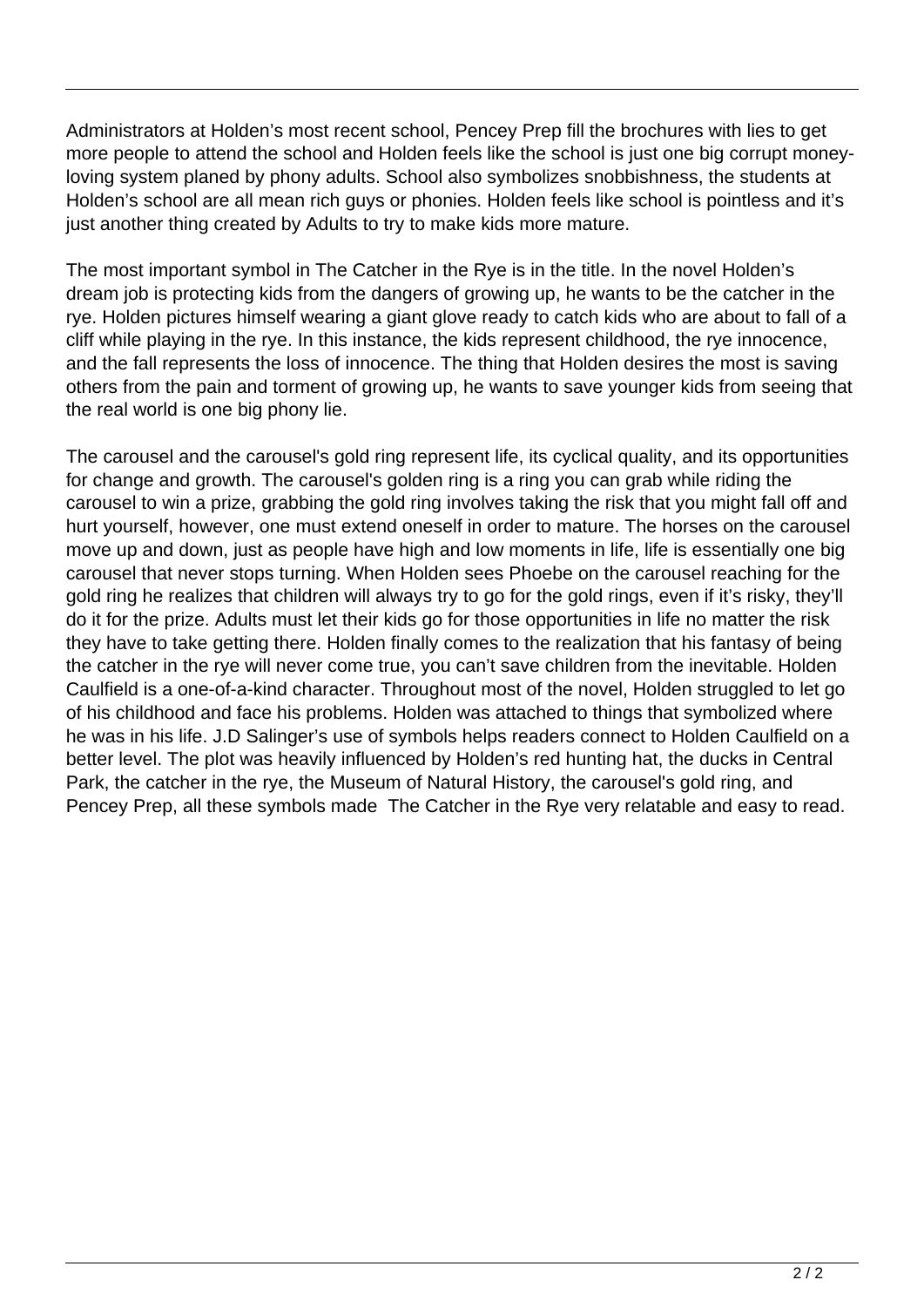Administrators at Holden’s most recent school, Pencey Prep fill the brochures with lies to get more people to attend the school and Holden feels like the school is just one big corrupt money-loving system planed by phony adults. School also symbolizes snobbishness, the students at Holden’s school are all mean rich guys or phonies. Holden feels like school is pointless and it’s just another thing created by Adults to try to make kids more mature.

The most important symbol in The Catcher in the Rye is in the title. In the novel Holden’s dream job is protecting kids from the dangers of growing up, he wants to be the catcher in the rye. Holden pictures himself wearing a giant glove ready to catch kids who are about to fall of a cliff while playing in the rye. In this instance, the kids represent childhood, the rye innocence, and the fall represents the loss of innocence. The thing that Holden desires the most is saving others from the pain and torment of growing up, he wants to save younger kids from seeing that the real world is one big phony lie.

The carousel and the carousel's gold ring represent life, its cyclical quality, and its opportunities for change and growth. The carousel's golden ring is a ring you can grab while riding the carousel to win a prize, grabbing the gold ring involves taking the risk that you might fall off and hurt yourself, however, one must extend oneself in order to mature. The horses on the carousel move up and down, just as people have high and low moments in life, life is essentially one big carousel that never stops turning. When Holden sees Phoebe on the carousel reaching for the gold ring he realizes that children will always try to go for the gold rings, even if it’s risky, they’ll do it for the prize. Adults must let their kids go for those opportunities in life no matter the risk they have to take getting there. Holden finally comes to the realization that his fantasy of being the catcher in the rye will never come true, you can’t save children from the inevitable. Holden Caulfield is a one-of-a-kind character. Throughout most of the novel, Holden struggled to let go of his childhood and face his problems. Holden was attached to things that symbolized where he was in his life. J.D Salinger’s use of symbols helps readers connect to Holden Caulfield on a better level. The plot was heavily influenced by Holden’s red hunting hat, the ducks in Central Park, the catcher in the rye, the Museum of Natural History, the carousel's gold ring, and Pencey Prep, all these symbols made The Catcher in the Rye very relatable and easy to read.